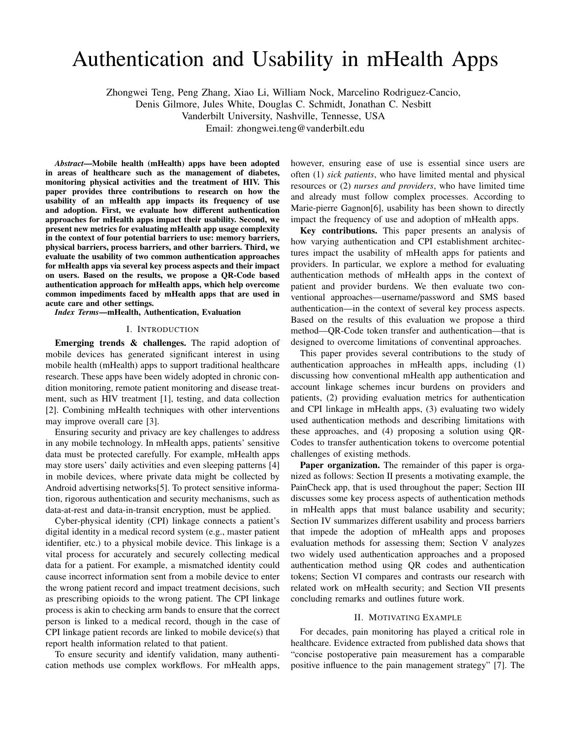# Authentication and Usability in mHealth Apps

Zhongwei Teng, Peng Zhang, Xiao Li, William Nock, Marcelino Rodriguez-Cancio,
Denis Gilmore, Jules White, Douglas C. Schmidt, Jonathan C. Nesbitt
Vanderbilt University, Nashville, Tennessee, USA
Email: zhongwei.teng@vanderbilt.edu

***Abstract*—Mobile health (mHealth) apps have been adopted in areas of healthcare such as the management of diabetes, monitoring physical activities and the treatment of HIV. This paper provides three contributions to research on how the usability of an mHealth app impacts its frequency of use and adoption. First, we evaluate how different authentication approaches for mHealth apps impact their usability. Second, we present new metrics for evaluating mHealth app usage complexity in the context of four potential barriers to use: memory barriers, physical barriers, process barriers, and other barriers. Third, we evaluate the usability of two common authentication approaches for mHealth apps via several key process aspects and their impact on users. Based on the results, we propose a QR-Code based authentication approach for mHealth apps, which help overcome common impediments faced by mHealth apps that are used in acute care and other settings.**

***Index Terms*—mHealth, Authentication, Evaluation**

## I. Introduction

**Emerging trends & challenges.** The rapid adoption of mobile devices has generated significant interest in using mobile health (mHealth) apps to support traditional healthcare research. These apps have been widely adopted in chronic condition monitoring, remote patient monitoring and disease treatment, such as HIV treatment [1], testing, and data collection [2]. Combining mHealth techniques with other interventions may improve overall care [3].

Ensuring security and privacy are key challenges to address in any mobile technology. In mHealth apps, patients' sensitive data must be protected carefully. For example, mHealth apps may store users' daily activities and even sleeping patterns [4] in mobile devices, where private data might be collected by Android advertising networks[5]. To protect sensitive information, rigorous authentication and security mechanisms, such as data-at-rest and data-in-transit encryption, must be applied.

Cyber-physical identity (CPI) linkage connects a patient's digital identity in a medical record system (e.g., master patient identifier, etc.) to a physical mobile device. This linkage is a vital process for accurately and securely collecting medical data for a patient. For example, a mismatched identity could cause incorrect information sent from a mobile device to enter the wrong patient record and impact treatment decisions, such as prescribing opioids to the wrong patient. The CPI linkage process is akin to checking arm bands to ensure that the correct person is linked to a medical record, though in the case of CPI linkage patient records are linked to mobile device(s) that report health information related to that patient.

To ensure security and identify validation, many authentication methods use complex workflows. For mHealth apps, however, ensuring ease of use is essential since users are often (1) *sick patients*, who have limited mental and physical resources or (2) *nurses and providers*, who have limited time and already must follow complex processes. According to Marie-pierre Gagnon[6], usability has been shown to directly impact the frequency of use and adoption of mHealth apps.

**Key contributions.** This paper presents an analysis of how varying authentication and CPI establishment architectures impact the usability of mHealth apps for patients and providers. In particular, we explore a method for evaluating authentication methods of mHealth apps in the context of patient and provider burdens. We then evaluate two conventional approaches—username/password and SMS based authentication—in the context of several key process aspects. Based on the results of this evaluation we propose a third method—QR-Code token transfer and authentication—that is designed to overcome limitations of conventinal approaches.

This paper provides several contributions to the study of authentication approaches in mHealth apps, including (1) discussing how conventional mHealth app authentication and account linkage schemes incur burdens on providers and patients, (2) providing evaluation metrics for authentication and CPI linkage in mHealth apps, (3) evaluating two widely used authentication methods and describing limitations with these approaches, and (4) proposing a solution using QR-Codes to transfer authentication tokens to overcome potential challenges of existing methods.

**Paper organization.** The remainder of this paper is organized as follows: Section II presents a motivating example, the PainCheck app, that is used throughout the paper; Section III discusses some key process aspects of authentication methods in mHealth apps that must balance usability and security; Section IV summarizes different usability and process barriers that impede the adoption of mHealth apps and proposes evaluation methods for assessing them; Section V analyzes two widely used authentication approaches and a proposed authentication method using QR codes and authentication tokens; Section VI compares and contrasts our research with related work on mHealth security; and Section VII presents concluding remarks and outlines future work.

## II. Motivating Example

For decades, pain monitoring has played a critical role in healthcare. Evidence extracted from published data shows that "concise postoperative pain measurement has a comparable positive influence to the pain management strategy" [7]. The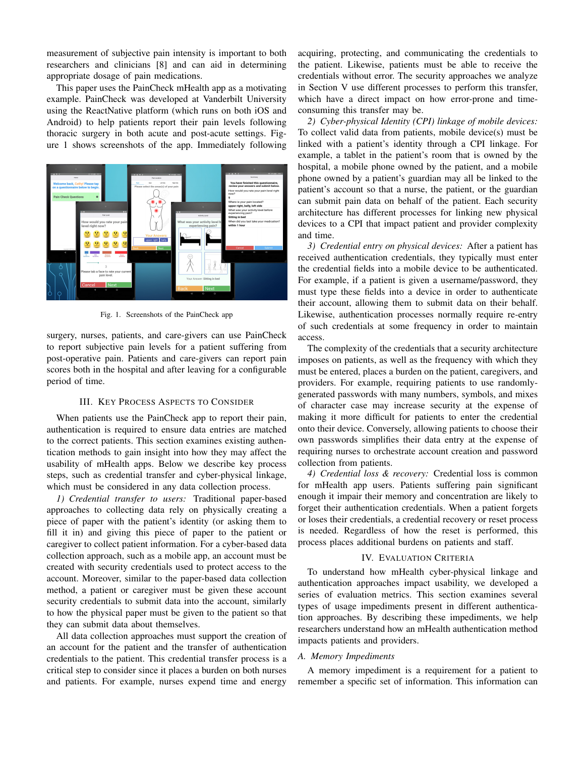measurement of subjective pain intensity is important to both researchers and clinicians [8] and can aid in determining appropriate dosage of pain medications.

This paper uses the PainCheck mHealth app as a motivating example. PainCheck was developed at Vanderbilt University using the ReactNative platform (which runs on both iOS and Android) to help patients report their pain levels following thoracic surgery in both acute and post-acute settings. Figure 1 shows screenshots of the app. Immediately following surgery, nurses, patients, and care-givers can use PainCheck to report subjective pain levels for a patient suffering from post-operative pain. Patients and care-givers can report pain scores both in the hospital and after leaving for a configurable period of time.

Fig. 1. Screenshots of the PainCheck app

## III. Key Process Aspects to Consider

When patients use the PainCheck app to report their pain, authentication is required to ensure data entries are matched to the correct patients. This section examines existing authentication methods to gain insight into how they may affect the usability of mHealth apps. Below we describe key process steps, such as credential transfer and cyber-physical linkage, which must be considered in any data collection process.

*1) Credential transfer to users:* Traditional paper-based approaches to collecting data rely on physically creating a piece of paper with the patient's identity (or asking them to fill it in) and giving this piece of paper to the patient or caregiver to collect patient information. For a cyber-based data collection approach, such as a mobile app, an account must be created with security credentials used to protect access to the account. Moreover, similar to the paper-based data collection method, a patient or caregiver must be given these account security credentials to submit data into the account, similarly to how the physical paper must be given to the patient so that they can submit data about themselves.

All data collection approaches must support the creation of an account for the patient and the transfer of authentication credentials to the patient. This credential transfer process is a critical step to consider since it places a burden on both nurses and patients. For example, nurses expend time and energy acquiring, protecting, and communicating the credentials to the patient. Likewise, patients must be able to receive the credentials without error. The security approaches we analyze in Section V use different processes to perform this transfer, which have a direct impact on how error-prone and time-consuming this transfer may be.

*2) Cyber-physical Identity (CPI) linkage of mobile devices:* To collect valid data from patients, mobile device(s) must be linked with a patient's identity through a CPI linkage. For example, a tablet in the patient's room that is owned by the hospital, a mobile phone owned by the patient, and a mobile phone owned by a patient's guardian may all be linked to the patient's account so that a nurse, the patient, or the guardian can submit pain data on behalf of the patient. Each security architecture has different processes for linking new physical devices to a CPI that impact patient and provider complexity and time.

*3) Credential entry on physical devices:* After a patient has received authentication credentials, they typically must enter the credential fields into a mobile device to be authenticated. For example, if a patient is given a username/password, they must type these fields into a device in order to authenticate their account, allowing them to submit data on their behalf. Likewise, authentication processes normally require re-entry of such credentials at some frequency in order to maintain access.

The complexity of the credentials that a security architecture imposes on patients, as well as the frequency with which they must be entered, places a burden on the patient, caregivers, and providers. For example, requiring patients to use randomly-generated passwords with many numbers, symbols, and mixes of character case may increase security at the expense of making it more difficult for patients to enter the credential onto their device. Conversely, allowing patients to choose their own passwords simplifies their data entry at the expense of requiring nurses to orchestrate account creation and password collection from patients.

*4) Credential loss & recovery:* Credential loss is common for mHealth app users. Patients suffering pain significant enough it impair their memory and concentration are likely to forget their authentication credentials. When a patient forgets or loses their credentials, a credential recovery or reset process is needed. Regardless of how the reset is performed, this process places additional burdens on patients and staff.

## IV. Evaluation Criteria

To understand how mHealth cyber-physical linkage and authentication approaches impact usability, we developed a series of evaluation metrics. This section examines several types of usage impediments present in different authentication approaches. By describing these impediments, we help researchers understand how an mHealth authentication method impacts patients and providers.

### A. Memory Impediments

A memory impediment is a requirement for a patient to remember a specific set of information. This information can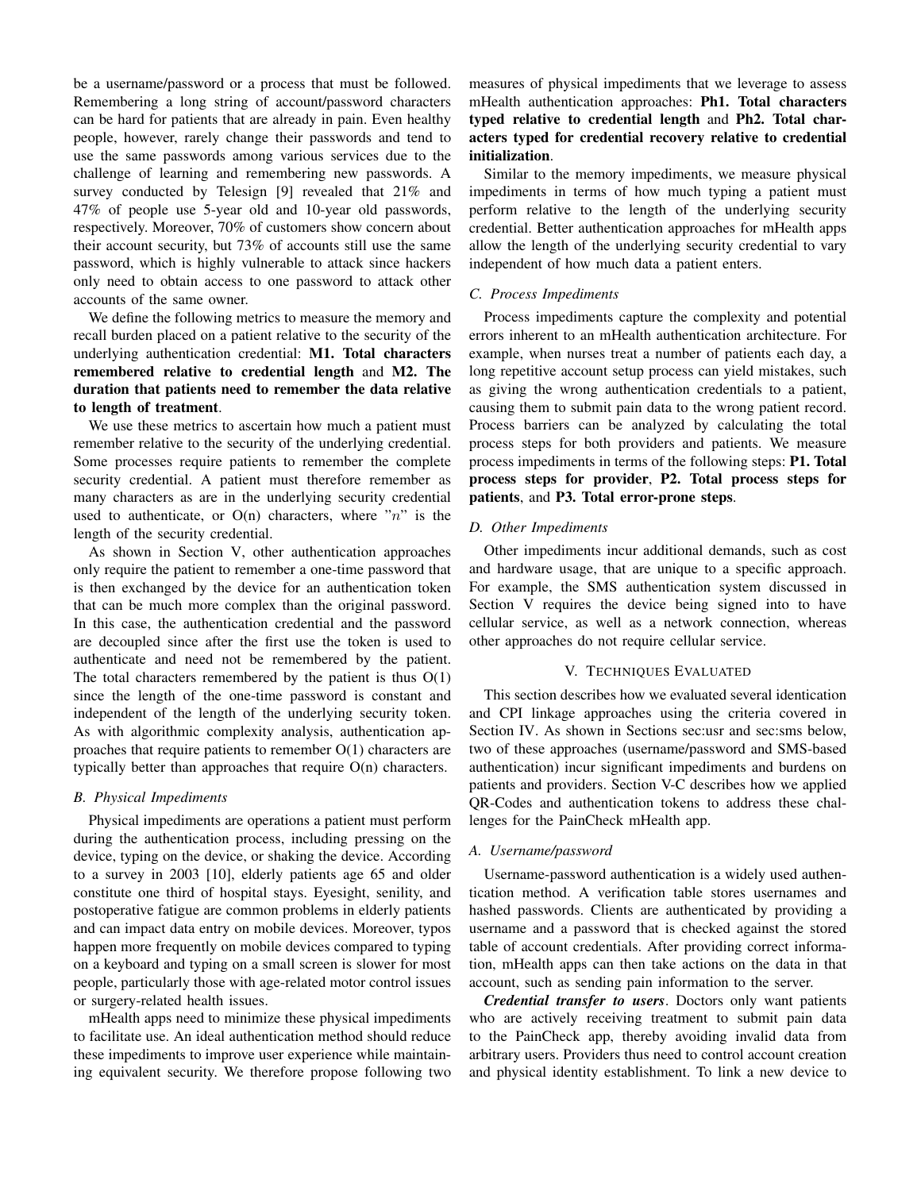be a username/password or a process that must be followed. Remembering a long string of account/password characters can be hard for patients that are already in pain. Even healthy people, however, rarely change their passwords and tend to use the same passwords among various services due to the challenge of learning and remembering new passwords. A survey conducted by Telesign [9] revealed that 21% and 47% of people use 5-year old and 10-year old passwords, respectively. Moreover, 70% of customers show concern about their account security, but 73% of accounts still use the same password, which is highly vulnerable to attack since hackers only need to obtain access to one password to attack other accounts of the same owner.

We define the following metrics to measure the memory and recall burden placed on a patient relative to the security of the underlying authentication credential: **M1. Total characters remembered relative to credential length** and **M2. The duration that patients need to remember the data relative to length of treatment**.

We use these metrics to ascertain how much a patient must remember relative to the security of the underlying credential. Some processes require patients to remember the complete security credential. A patient must therefore remember as many characters as are in the underlying security credential used to authenticate, or O(n) characters, where "$n$" is the length of the security credential.

As shown in Section V, other authentication approaches only require the patient to remember a one-time password that is then exchanged by the device for an authentication token that can be much more complex than the original password. In this case, the authentication credential and the password are decoupled since after the first use the token is used to authenticate and need not be remembered by the patient. The total characters remembered by the patient is thus O(1) since the length of the one-time password is constant and independent of the length of the underlying security token. As with algorithmic complexity analysis, authentication approaches that require patients to remember O(1) characters are typically better than approaches that require O(n) characters.

### *B. Physical Impediments*

Physical impediments are operations a patient must perform during the authentication process, including pressing on the device, typing on the device, or shaking the device. According to a survey in 2003 [10], elderly patients age 65 and older constitute one third of hospital stays. Eyesight, senility, and postoperative fatigue are common problems in elderly patients and can impact data entry on mobile devices. Moreover, typos happen more frequently on mobile devices compared to typing on a keyboard and typing on a small screen is slower for most people, particularly those with age-related motor control issues or surgery-related health issues.

mHealth apps need to minimize these physical impediments to facilitate use. An ideal authentication method should reduce these impediments to improve user experience while maintaining equivalent security. We therefore propose following two measures of physical impediments that we leverage to assess mHealth authentication approaches: **Ph1. Total characters typed relative to credential length** and **Ph2. Total characters typed for credential recovery relative to credential initialization**.

Similar to the memory impediments, we measure physical impediments in terms of how much typing a patient must perform relative to the length of the underlying security credential. Better authentication approaches for mHealth apps allow the length of the underlying security credential to vary independent of how much data a patient enters.

### *C. Process Impediments*

Process impediments capture the complexity and potential errors inherent to an mHealth authentication architecture. For example, when nurses treat a number of patients each day, a long repetitive account setup process can yield mistakes, such as giving the wrong authentication credentials to a patient, causing them to submit pain data to the wrong patient record. Process barriers can be analyzed by calculating the total process steps for both providers and patients. We measure process impediments in terms of the following steps: **P1. Total process steps for provider**, **P2. Total process steps for patients**, and **P3. Total error-prone steps**.

### *D. Other Impediments*

Other impediments incur additional demands, such as cost and hardware usage, that are unique to a specific approach. For example, the SMS authentication system discussed in Section V requires the device being signed into to have cellular service, as well as a network connection, whereas other approaches do not require cellular service.

## V. Techniques Evaluated

This section describes how we evaluated several identication and CPI linkage approaches using the criteria covered in Section IV. As shown in Sections sec:usr and sec:sms below, two of these approaches (username/password and SMS-based authentication) incur significant impediments and burdens on patients and providers. Section V-C describes how we applied QR-Codes and authentication tokens to address these challenges for the PainCheck mHealth app.

### *A. Username/password*

Username-password authentication is a widely used authentication method. A verification table stores usernames and hashed passwords. Clients are authenticated by providing a username and a password that is checked against the stored table of account credentials. After providing correct information, mHealth apps can then take actions on the data in that account, such as sending pain information to the server.

***Credential transfer to users***. Doctors only want patients who are actively receiving treatment to submit pain data to the PainCheck app, thereby avoiding invalid data from arbitrary users. Providers thus need to control account creation and physical identity establishment. To link a new device to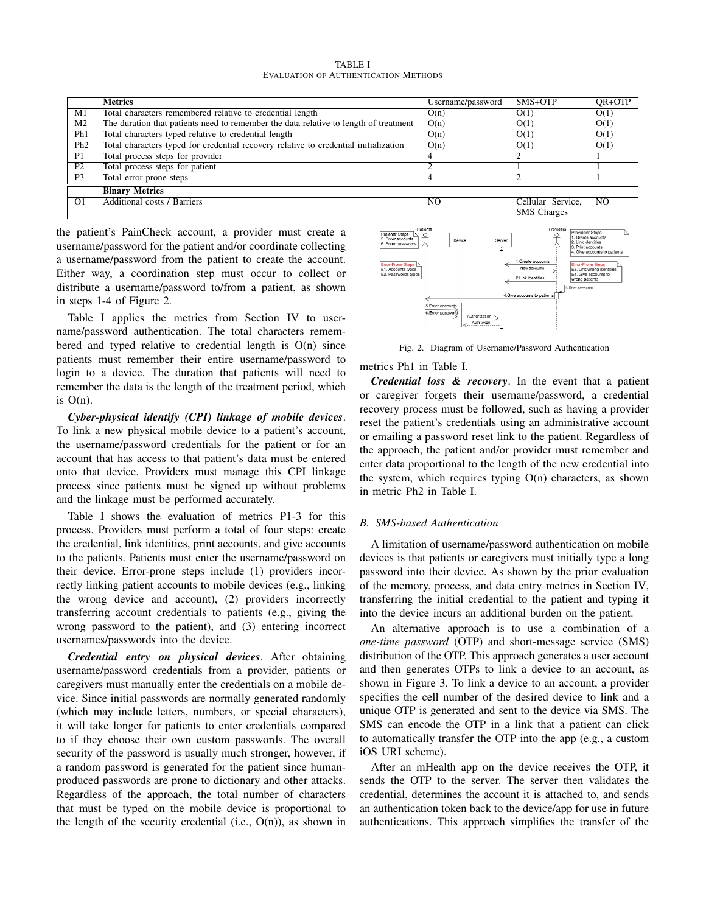TABLE I
EVALUATION OF AUTHENTICATION METHODS

| | Metrics | Username/password | SMS+OTP | QR+OTP |
|---|---|---|---|---|
| M1 | Total characters remembered relative to credential length | O(n) | O(1) | O(1) |
| M2 | The duration that patients need to remember the data relative to length of treatment | O(n) | O(1) | O(1) |
| Ph1 | Total characters typed relative to credential length | O(n) | O(1) | O(1) |
| Ph2 | Total characters typed for credential recovery relative to credential initialization | O(n) | O(1) | O(1) |
| P1 | Total process steps for provider | 4 | 2 | 1 |
| P2 | Total process steps for patient | 2 | 1 | 1 |
| P3 | Total error-prone steps | 4 | 2 | 1 |
| | **Binary Metrics** | | | |
| O1 | Additional costs / Barriers | NO | Cellular Service, SMS Charges | NO |

the patient's PainCheck account, a provider must create a username/password for the patient and/or coordinate collecting a username/password from the patient to create the account. Either way, a coordination step must occur to collect or distribute a username/password to/from a patient, as shown in steps 1-4 of Figure 2.

Table I applies the metrics from Section IV to username/password authentication. The total characters remembered and typed relative to credential length is O(n) since patients must remember their entire username/password to login to a device. The duration that patients will need to remember the data is the length of the treatment period, which is O(n).

***Cyber-physical identify (CPI) linkage of mobile devices***. To link a new physical mobile device to a patient's account, the username/password credentials for the patient or for an account that has access to that patient's data must be entered onto that device. Providers must manage this CPI linkage process since patients must be signed up without problems and the linkage must be performed accurately.

Table I shows the evaluation of metrics P1-3 for this process. Providers must perform a total of four steps: create the credential, link identities, print accounts, and give accounts to the patients. Patients must enter the username/password on their device. Error-prone steps include (1) providers incorrectly linking patient accounts to mobile devices (e.g., linking the wrong device and account), (2) providers incorrectly transferring account credentials to patients (e.g., giving the wrong password to the patient), and (3) entering incorrect usernames/passwords into the device.

***Credential entry on physical devices***. After obtaining username/password credentials from a provider, patients or caregivers must manually enter the credentials on a mobile device. Since initial passwords are normally generated randomly (which may include letters, numbers, or special characters), it will take longer for patients to enter credentials compared to if they choose their own custom passwords. The overall security of the password is usually much stronger, however, if a random password is generated for the patient since human-produced passwords are prone to dictionary and other attacks. Regardless of the approach, the total number of characters that must be typed on the mobile device is proportional to the length of the security credential (i.e., O(n)), as shown in metrics Ph1 in Table I.

Patients
Patients' Steps
5. Enter accounts
6. Enter passwords
Device
Server
Providers
Providers' Steps
1. Create accounts
2. Link identities
3. Print accounts
4. Give accounts to patients
Error-Prone Steps
E1. Accounts typos
E2. Passwords typos
Error-Prone Steps
E3. Link wrong identities
E4. Give accounts to wrong patients
1.Create accounts
New accounts
2.Link identities
3.Print accounts
4.Give accounts to patients
5.Enter accounts
6.Enter passwords
Authorization
Auth token

Fig. 2. Diagram of Username/Password Authentication

***Credential loss & recovery***. In the event that a patient or caregiver forgets their username/password, a credential recovery process must be followed, such as having a provider reset the patient's credentials using an administrative account or emailing a password reset link to the patient. Regardless of the approach, the patient and/or provider must remember and enter data proportional to the length of the new credential into the system, which requires typing O(n) characters, as shown in metric Ph2 in Table I.

### B. SMS-based Authentication

A limitation of username/password authentication on mobile devices is that patients or caregivers must initially type a long password into their device. As shown by the prior evaluation of the memory, process, and data entry metrics in Section IV, transferring the initial credential to the patient and typing it into the device incurs an additional burden on the patient.

An alternative approach is to use a combination of a *one-time password* (OTP) and short-message service (SMS) distribution of the OTP. This approach generates a user account and then generates OTPs to link a device to an account, as shown in Figure 3. To link a device to an account, a provider specifies the cell number of the desired device to link and a unique OTP is generated and sent to the device via SMS. The SMS can encode the OTP in a link that a patient can click to automatically transfer the OTP into the app (e.g., a custom iOS URI scheme).

After an mHealth app on the device receives the OTP, it sends the OTP to the server. The server then validates the credential, determines the account it is attached to, and sends an authentication token back to the device/app for use in future authentications. This approach simplifies the transfer of the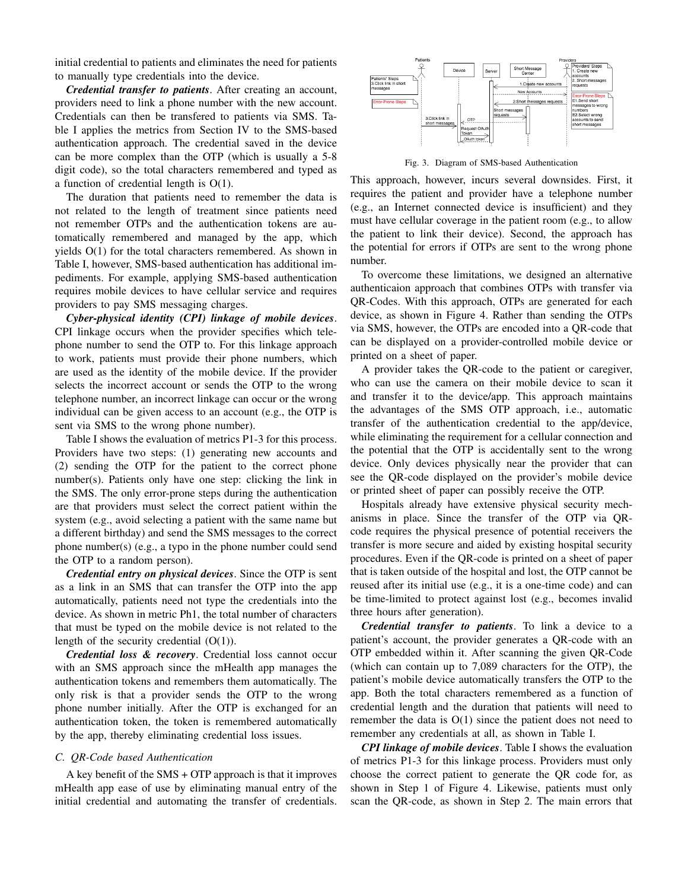initial credential to patients and eliminates the need for patients to manually type credentials into the device.

***Credential transfer to patients***. After creating an account, providers need to link a phone number with the new account. Credentials can then be transfered to patients via SMS. Table I applies the metrics from Section IV to the SMS-based authentication approach. The credential saved in the device can be more complex than the OTP (which is usually a 5-8 digit code), so the total characters remembered and typed as a function of credential length is O(1).

The duration that patients need to remember the data is not related to the length of treatment since patients need not remember OTPs and the authentication tokens are automatically remembered and managed by the app, which yields O(1) for the total characters remembered. As shown in Table I, however, SMS-based authentication has additional impediments. For example, applying SMS-based authentication requires mobile devices to have cellular service and requires providers to pay SMS messaging charges.

***Cyber-physical identity (CPI) linkage of mobile devices***. CPI linkage occurs when the provider specifies which telephone number to send the OTP to. For this linkage approach to work, patients must provide their phone numbers, which are used as the identity of the mobile device. If the provider selects the incorrect account or sends the OTP to the wrong telephone number, an incorrect linkage can occur or the wrong individual can be given access to an account (e.g., the OTP is sent via SMS to the wrong phone number).

Table I shows the evaluation of metrics P1-3 for this process. Providers have two steps: (1) generating new accounts and (2) sending the OTP for the patient to the correct phone number(s). Patients only have one step: clicking the link in the SMS. The only error-prone steps during the authentication are that providers must select the correct patient within the system (e.g., avoid selecting a patient with the same name but a different birthday) and send the SMS messages to the correct phone number(s) (e.g., a typo in the phone number could send the OTP to a random person).

***Credential entry on physical devices***. Since the OTP is sent as a link in an SMS that can transfer the OTP into the app automatically, patients need not type the credentials into the device. As shown in metric Ph1, the total number of characters that must be typed on the mobile device is not related to the length of the security credential (O(1)).

***Credential loss & recovery***. Credential loss cannot occur with an SMS approach since the mHealth app manages the authentication tokens and remembers them automatically. The only risk is that a provider sends the OTP to the wrong phone number initially. After the OTP is exchanged for an authentication token, the token is remembered automatically by the app, thereby eliminating credential loss issues.

### C. QR-Code based Authentication

A key benefit of the SMS + OTP approach is that it improves mHealth app ease of use by eliminating manual entry of the initial credential and automating the transfer of credentials.

Patients
Device
Server
Short Message Center
Providers
Providers' Steps 1. Create new accounts 2. Short messages requests
Patients' Steps 3.Click link in short messages
Error-Prone Steps
1.Create new accounts
New Accounts
Error-Prone Steps E1.Send short messages to wrong numbers E2.Select wrong accounts to send short messages
2.Short messages requests
Short messages requests
3.Click link in short messages
OTP
Request OAuth Token
OAuth token

Fig. 3. Diagram of SMS-based Authentication

This approach, however, incurs several downsides. First, it requires the patient and provider have a telephone number (e.g., an Internet connected device is insufficient) and they must have cellular coverage in the patient room (e.g., to allow the patient to link their device). Second, the approach has the potential for errors if OTPs are sent to the wrong phone number.

To overcome these limitations, we designed an alternative authenticaion approach that combines OTPs with transfer via QR-Codes. With this approach, OTPs are generated for each device, as shown in Figure 4. Rather than sending the OTPs via SMS, however, the OTPs are encoded into a QR-code that can be displayed on a provider-controlled mobile device or printed on a sheet of paper.

A provider takes the QR-code to the patient or caregiver, who can use the camera on their mobile device to scan it and transfer it to the device/app. This approach maintains the advantages of the SMS OTP approach, i.e., automatic transfer of the authentication credential to the app/device, while eliminating the requirement for a cellular connection and the potential that the OTP is accidentally sent to the wrong device. Only devices physically near the provider that can see the QR-code displayed on the provider's mobile device or printed sheet of paper can possibly receive the OTP.

Hospitals already have extensive physical security mechanisms in place. Since the transfer of the OTP via QR-code requires the physical presence of potential receivers the transfer is more secure and aided by existing hospital security procedures. Even if the QR-code is printed on a sheet of paper that is taken outside of the hospital and lost, the OTP cannot be reused after its initial use (e.g., it is a one-time code) and can be time-limited to protect against lost (e.g., becomes invalid three hours after generation).

***Credential transfer to patients***. To link a device to a patient's account, the provider generates a QR-code with an OTP embedded within it. After scanning the given QR-Code (which can contain up to 7,089 characters for the OTP), the patient's mobile device automatically transfers the OTP to the app. Both the total characters remembered as a function of credential length and the duration that patients will need to remember the data is O(1) since the patient does not need to remember any credentials at all, as shown in Table I.

***CPI linkage of mobile devices***. Table I shows the evaluation of metrics P1-3 for this linkage process. Providers must only choose the correct patient to generate the QR code for, as shown in Step 1 of Figure 4. Likewise, patients must only scan the QR-code, as shown in Step 2. The main errors that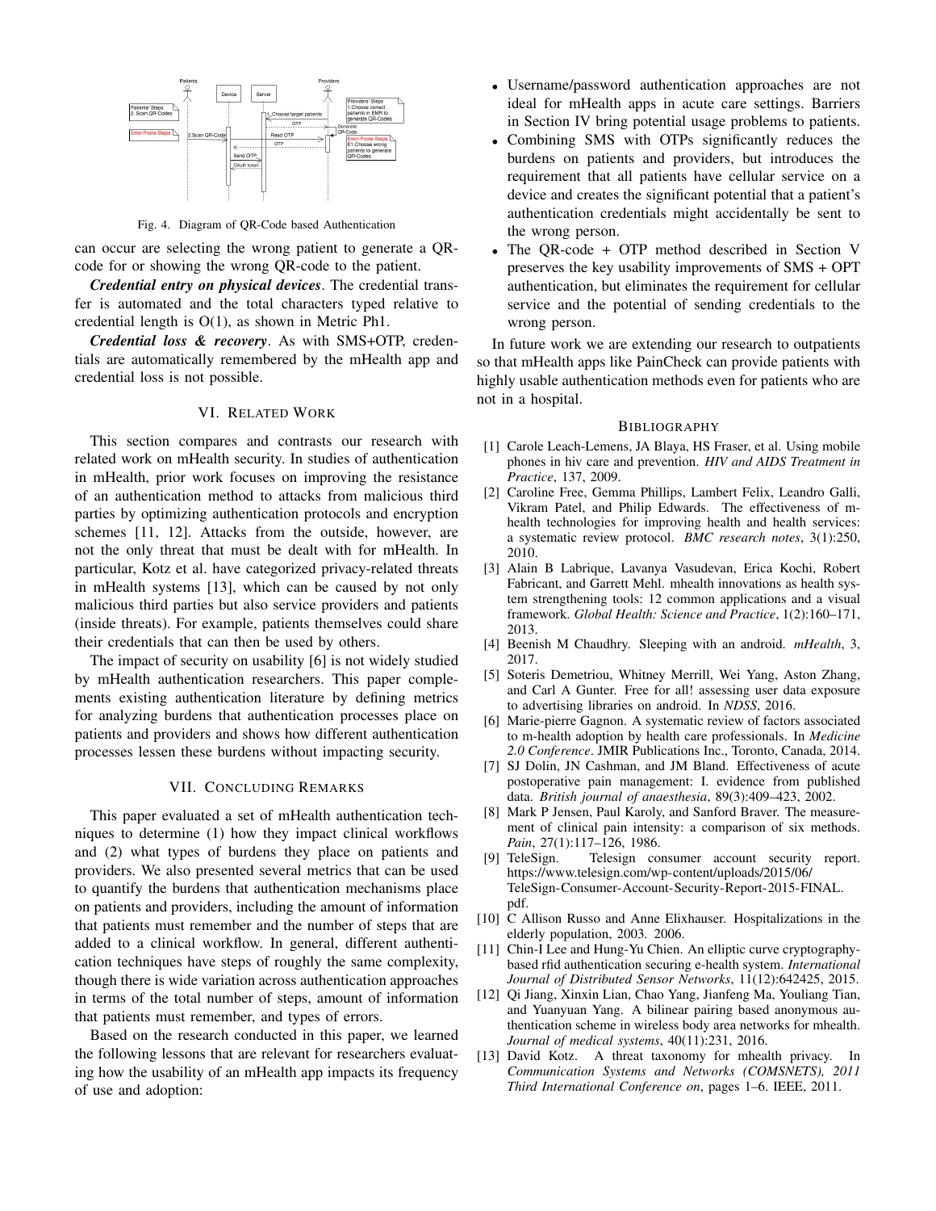Patients

Device

Server

Providers

Patients' Steps
2. Scan QR-Codes

Providers' Steps
1.Choose correct patients in EMR to generate QR-Codes

1. Choose target patients

OTP

Generate QR-Code

Error-Prone Steps

2.Scan QR-Code

Read OTP

Error-Prone Steps
E1.Choose wrong patients to generate QR-Codes

OTP

Send OTP

OAuth token

Fig. 4. Diagram of QR-Code based Authentication

can occur are selecting the wrong patient to generate a QR-code for or showing the wrong QR-code to the patient.

***Credential entry on physical devices***. The credential transfer is automated and the total characters typed relative to credential length is O(1), as shown in Metric Ph1.

***Credential loss & recovery***. As with SMS+OTP, credentials are automatically remembered by the mHealth app and credential loss is not possible.

## VI. Related Work

This section compares and contrasts our research with related work on mHealth security. In studies of authentication in mHealth, prior work focuses on improving the resistance of an authentication method to attacks from malicious third parties by optimizing authentication protocols and encryption schemes [11, 12]. Attacks from the outside, however, are not the only threat that must be dealt with for mHealth. In particular, Kotz et al. have categorized privacy-related threats in mHealth systems [13], which can be caused by not only malicious third parties but also service providers and patients (inside threats). For example, patients themselves could share their credentials that can then be used by others.

The impact of security on usability [6] is not widely studied by mHealth authentication researchers. This paper complements existing authentication literature by defining metrics for analyzing burdens that authentication processes place on patients and providers and shows how different authentication processes lessen these burdens without impacting security.

## VII. Concluding Remarks

This paper evaluated a set of mHealth authentication techniques to determine (1) how they impact clinical workflows and (2) what types of burdens they place on patients and providers. We also presented several metrics that can be used to quantify the burdens that authentication mechanisms place on patients and providers, including the amount of information that patients must remember and the number of steps that are added to a clinical workflow. In general, different authentication techniques have steps of roughly the same complexity, though there is wide variation across authentication approaches in terms of the total number of steps, amount of information that patients must remember, and types of errors.

Based on the research conducted in this paper, we learned the following lessons that are relevant for researchers evaluating how the usability of an mHealth app impacts its frequency of use and adoption:

- Username/password authentication approaches are not ideal for mHealth apps in acute care settings. Barriers in Section IV bring potential usage problems to patients.
- Combining SMS with OTPs significantly reduces the burdens on patients and providers, but introduces the requirement that all patients have cellular service on a device and creates the significant potential that a patient's authentication credentials might accidentally be sent to the wrong person.
- The QR-code + OTP method described in Section V preserves the key usability improvements of SMS + OPT authentication, but eliminates the requirement for cellular service and the potential of sending credentials to the wrong person.

In future work we are extending our research to outpatients so that mHealth apps like PainCheck can provide patients with highly usable authentication methods even for patients who are not in a hospital.

## Bibliography

[1] Carole Leach-Lemens, JA Blaya, HS Fraser, et al. Using mobile phones in hiv care and prevention. *HIV and AIDS Treatment in Practice*, 137, 2009.

[2] Caroline Free, Gemma Phillips, Lambert Felix, Leandro Galli, Vikram Patel, and Philip Edwards. The effectiveness of m-health technologies for improving health and health services: a systematic review protocol. *BMC research notes*, 3(1):250, 2010.

[3] Alain B Labrique, Lavanya Vasudevan, Erica Kochi, Robert Fabricant, and Garrett Mehl. mhealth innovations as health system strengthening tools: 12 common applications and a visual framework. *Global Health: Science and Practice*, 1(2):160–171, 2013.

[4] Beenish M Chaudhry. Sleeping with an android. *mHealth*, 3, 2017.

[5] Soteris Demetriou, Whitney Merrill, Wei Yang, Aston Zhang, and Carl A Gunter. Free for all! assessing user data exposure to advertising libraries on android. In *NDSS*, 2016.

[6] Marie-pierre Gagnon. A systematic review of factors associated to m-health adoption by health care professionals. In *Medicine 2.0 Conference*. JMIR Publications Inc., Toronto, Canada, 2014.

[7] SJ Dolin, JN Cashman, and JM Bland. Effectiveness of acute postoperative pain management: I. evidence from published data. *British journal of anaesthesia*, 89(3):409–423, 2002.

[8] Mark P Jensen, Paul Karoly, and Sanford Braver. The measurement of clinical pain intensity: a comparison of six methods. *Pain*, 27(1):117–126, 1986.

[9] TeleSign. Telesign consumer account security report. https://www.telesign.com/wp-content/uploads/2015/06/TeleSign-Consumer-Account-Security-Report-2015-FINAL.pdf.

[10] C Allison Russo and Anne Elixhauser. Hospitalizations in the elderly population, 2003. 2006.

[11] Chin-I Lee and Hung-Yu Chien. An elliptic curve cryptography-based rfid authentication securing e-health system. *International Journal of Distributed Sensor Networks*, 11(12):642425, 2015.

[12] Qi Jiang, Xinxin Lian, Chao Yang, Jianfeng Ma, Youliang Tian, and Yuanyuan Yang. A bilinear pairing based anonymous authentication scheme in wireless body area networks for mhealth. *Journal of medical systems*, 40(11):231, 2016.

[13] David Kotz. A threat taxonomy for mhealth privacy. In *Communication Systems and Networks (COMSNETS), 2011 Third International Conference on*, pages 1–6. IEEE, 2011.